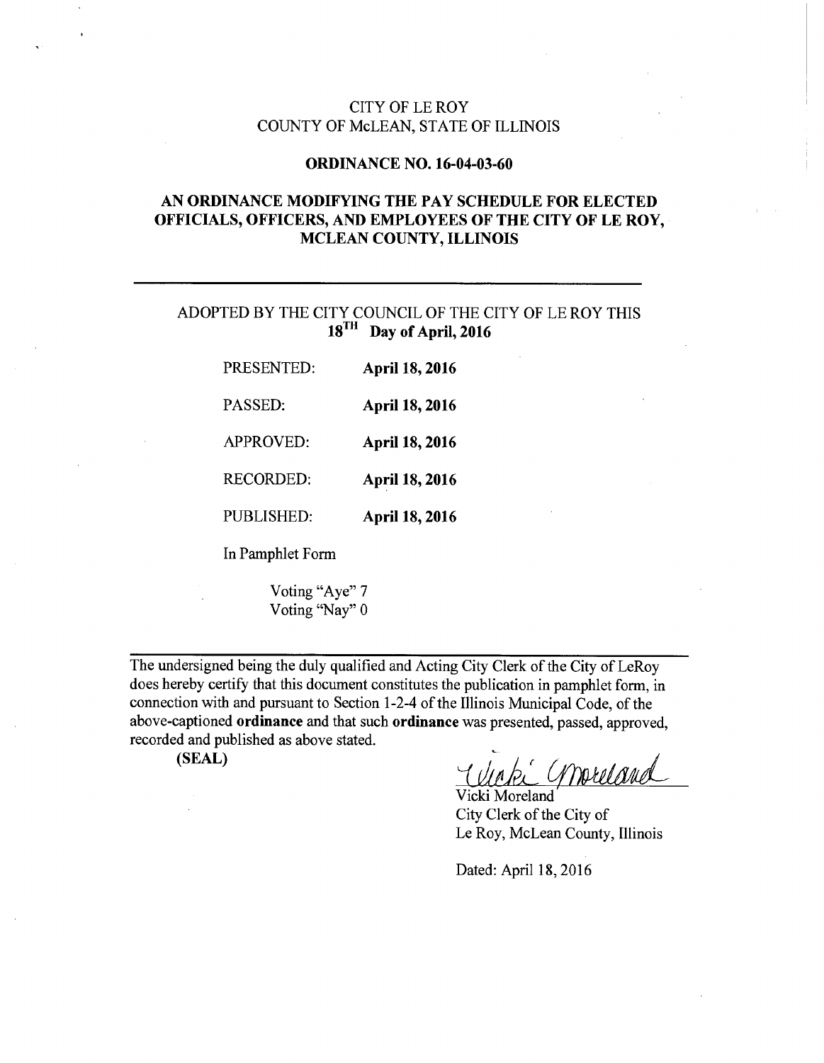CITY OF LE ROY
COUNTY OF McLEAN, STATE OF ILLINOIS

**ORDINANCE NO. 16-04-03-60**

**AN ORDINANCE MODIFYING THE PAY SCHEDULE FOR ELECTED OFFICIALS, OFFICERS, AND EMPLOYEES OF THE CITY OF LE ROY, MCLEAN COUNTY, ILLINOIS**

---

ADOPTED BY THE CITY COUNCIL OF THE CITY OF LE ROY THIS **18TH Day of April, 2016**

| | |
|---|---|
| PRESENTED: | **April 18, 2016** |
| PASSED: | **April 18, 2016** |
| APPROVED: | **April 18, 2016** |
| RECORDED: | **April 18, 2016** |
| PUBLISHED: | **April 18, 2016** |

In Pamphlet Form

Voting "Aye" 7
Voting "Nay" 0

---

The undersigned being the duly qualified and Acting City Clerk of the City of LeRoy does hereby certify that this document constitutes the publication in pamphlet form, in connection with and pursuant to Section 1-2-4 of the Illinois Municipal Code, of the above-captioned **ordinance** and that such **ordinance** was presented, passed, approved, recorded and published as above stated.

**(SEAL)**

Vicki Moreland
Vicki Moreland
City Clerk of the City of
Le Roy, McLean County, Illinois

Dated: April 18, 2016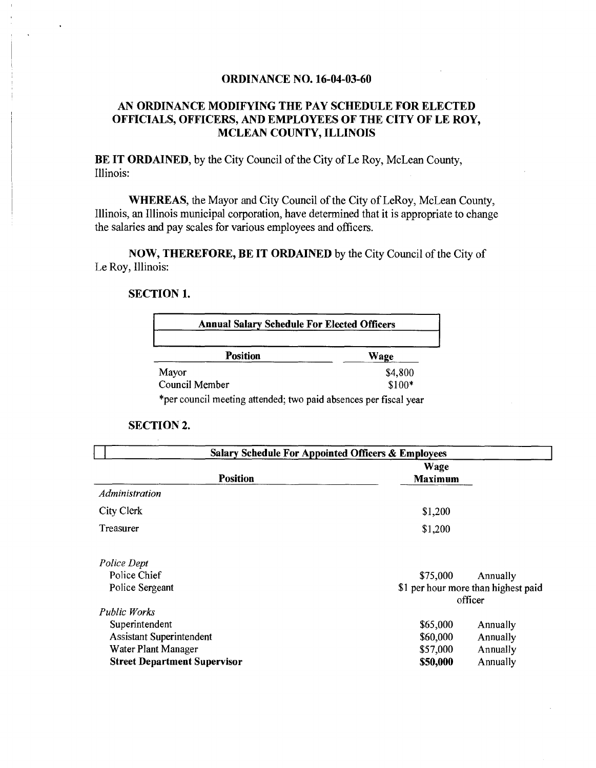**ORDINANCE NO. 16-04-03-60**

**AN ORDINANCE MODIFYING THE PAY SCHEDULE FOR ELECTED OFFICIALS, OFFICERS, AND EMPLOYEES OF THE CITY OF LE ROY, MCLEAN COUNTY, ILLINOIS**

**BE IT ORDAINED**, by the City Council of the City of Le Roy, McLean County, Illinois:

**WHEREAS**, the Mayor and City Council of the City of LeRoy, McLean County, Illinois, an Illinois municipal corporation, have determined that it is appropriate to change the salaries and pay scales for various employees and officers.

**NOW, THEREFORE, BE IT ORDAINED** by the City Council of the City of Le Roy, Illinois:

**SECTION 1.**

| **Annual Salary Schedule For Elected Officers** | |
|---|---|
| **Position** | **Wage** |
| Mayor | $4,800 |
| Council Member | $100* |

*per council meeting attended; two paid absences per fiscal year

**SECTION 2.**

| **Salary Schedule For Appointed Officers & Employees** | | |
|---|---|---|
| **Position** | **Wage Maximum** | |
| *Administration* | | |
| City Clerk | $1,200 | |
| Treasurer | $1,200 | |
| *Police Dept* | | |
| Police Chief | $75,000 | Annually |
| Police Sergeant | $1 per hour more than highest paid officer | |
| *Public Works* | | |
| Superintendent | $65,000 | Annually |
| Assistant Superintendent | $60,000 | Annually |
| Water Plant Manager | $57,000 | Annually |
| **Street Department Supervisor** | **$50,000** | Annually |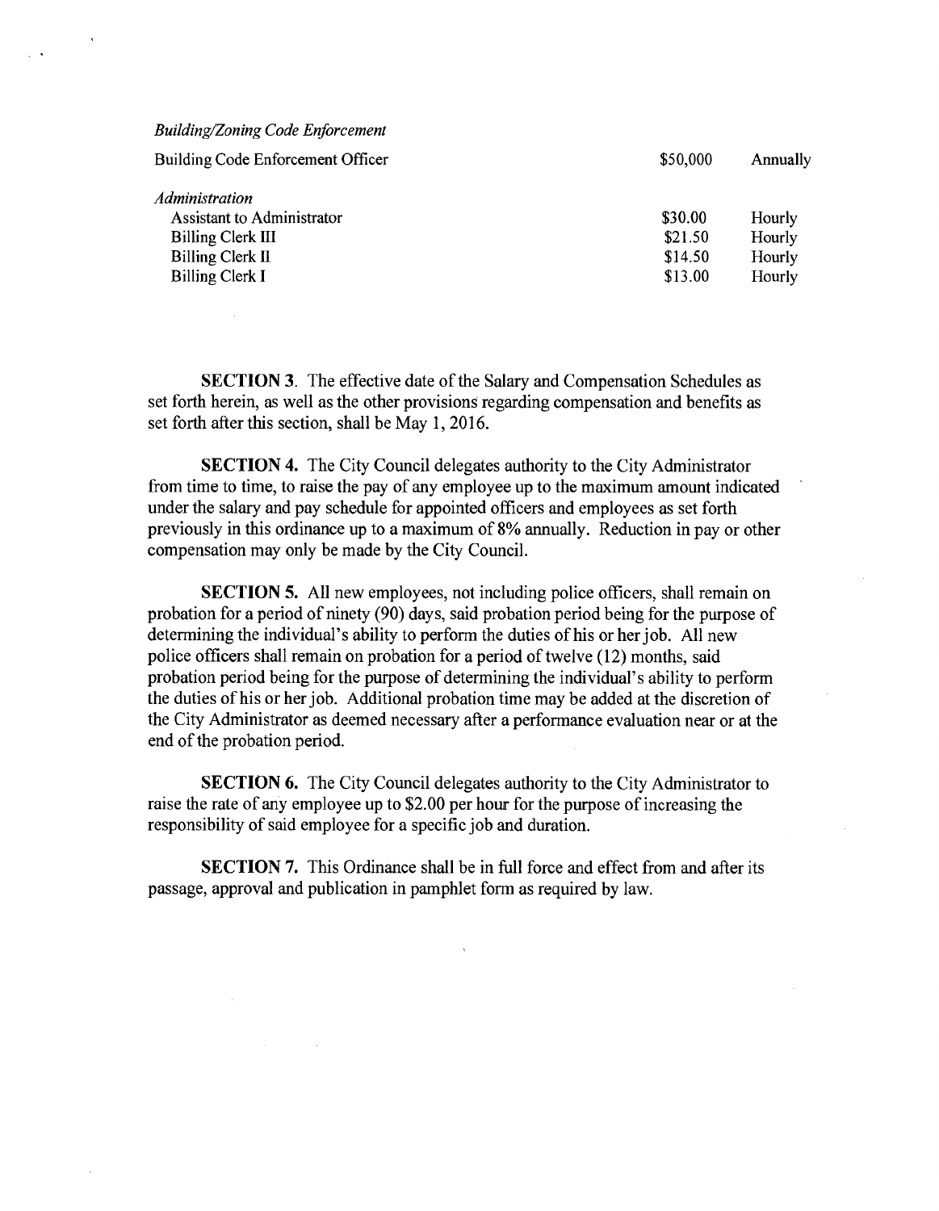| *Building/Zoning Code Enforcement* | | |
|---|---|---|
| Building Code Enforcement Officer | \$50,000 | Annually |
| *Administration* | | |
| Assistant to Administrator | \$30.00 | Hourly |
| Billing Clerk III | \$21.50 | Hourly |
| Billing Clerk II | \$14.50 | Hourly |
| Billing Clerk I | \$13.00 | Hourly |

**SECTION 3**. The effective date of the Salary and Compensation Schedules as set forth herein, as well as the other provisions regarding compensation and benefits as set forth after this section, shall be May 1, 2016.

**SECTION 4.** The City Council delegates authority to the City Administrator from time to time, to raise the pay of any employee up to the maximum amount indicated under the salary and pay schedule for appointed officers and employees as set forth previously in this ordinance up to a maximum of 8% annually. Reduction in pay or other compensation may only be made by the City Council.

**SECTION 5.** All new employees, not including police officers, shall remain on probation for a period of ninety (90) days, said probation period being for the purpose of determining the individual's ability to perform the duties of his or her job. All new police officers shall remain on probation for a period of twelve (12) months, said probation period being for the purpose of determining the individual's ability to perform the duties of his or her job. Additional probation time may be added at the discretion of the City Administrator as deemed necessary after a performance evaluation near or at the end of the probation period.

**SECTION 6.** The City Council delegates authority to the City Administrator to raise the rate of any employee up to \$2.00 per hour for the purpose of increasing the responsibility of said employee for a specific job and duration.

**SECTION 7.** This Ordinance shall be in full force and effect from and after its passage, approval and publication in pamphlet form as required by law.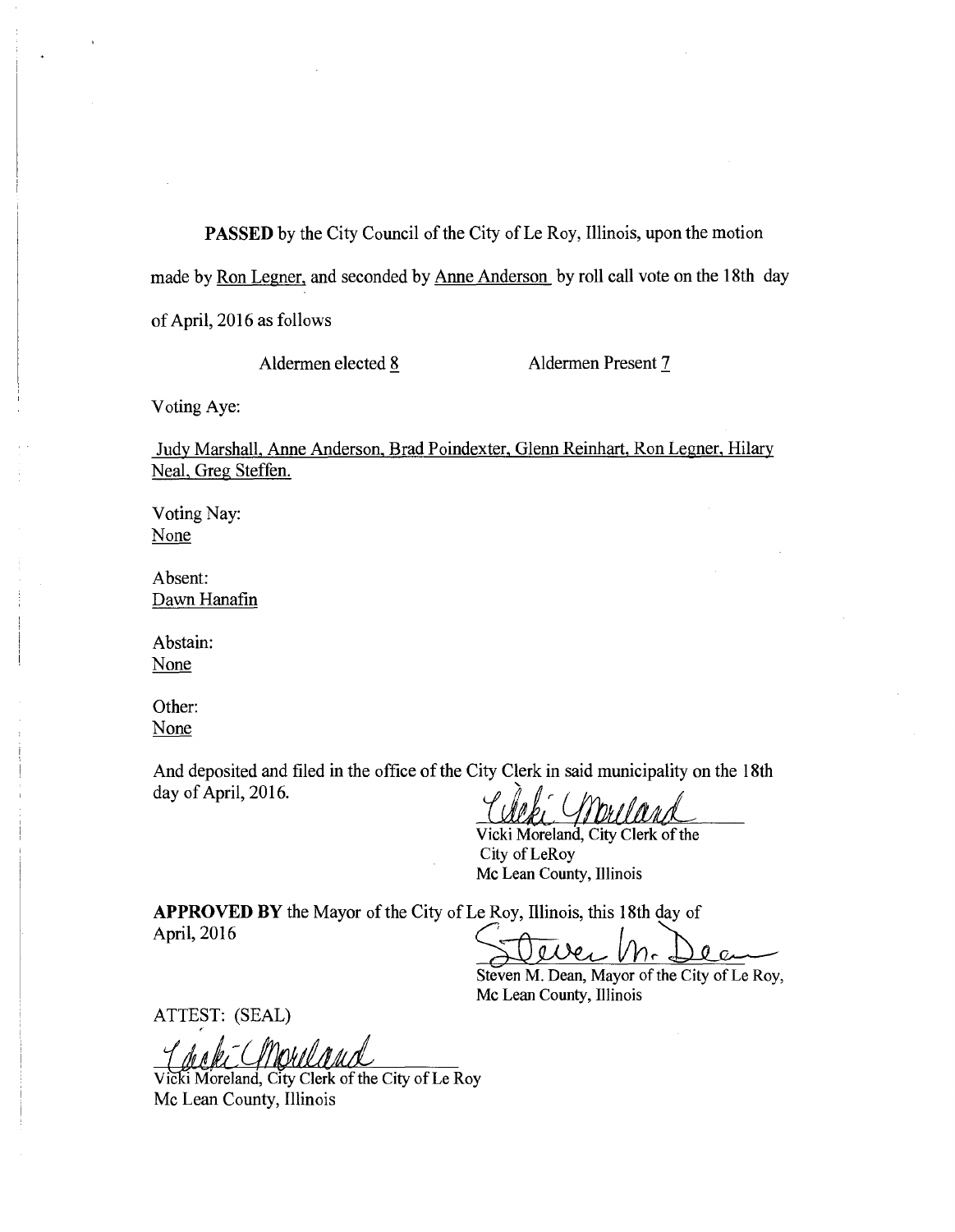**PASSED** by the City Council of the City of Le Roy, Illinois, upon the motion made by Ron Legner, and seconded by Anne Anderson by roll call vote on the 18th day of April, 2016 as follows

Aldermen elected 8 Aldermen Present 7

Voting Aye:

Judy Marshall, Anne Anderson, Brad Poindexter, Glenn Reinhart, Ron Legner, Hilary Neal, Greg Steffen.

Voting Nay:
None

Absent:
Dawn Hanafin

Abstain:
None

Other:
None

And deposited and filed in the office of the City Clerk in said municipality on the 18th day of April, 2016.

Vicki Moreland, City Clerk of the City of LeRoy
Mc Lean County, Illinois

**APPROVED BY** the Mayor of the City of Le Roy, Illinois, this 18th day of April, 2016

Steven M. Dean, Mayor of the City of Le Roy,
Mc Lean County, Illinois

ATTEST: (SEAL)

Vicki Moreland, City Clerk of the City of Le Roy
Mc Lean County, Illinois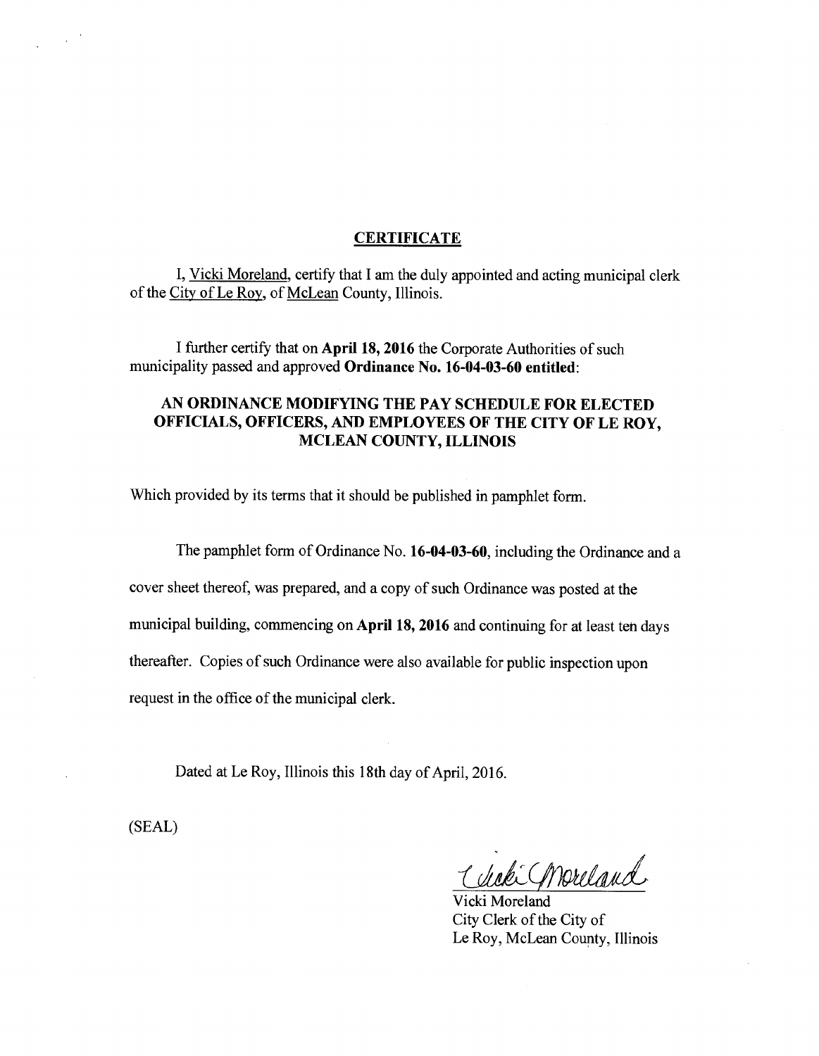## CERTIFICATE

I, Vicki Moreland, certify that I am the duly appointed and acting municipal clerk of the City of Le Roy, of McLean County, Illinois.

I further certify that on **April 18, 2016** the Corporate Authorities of such municipality passed and approved **Ordinance No. 16-04-03-60 entitled**:

### AN ORDINANCE MODIFYING THE PAY SCHEDULE FOR ELECTED OFFICIALS, OFFICERS, AND EMPLOYEES OF THE CITY OF LE ROY, MCLEAN COUNTY, ILLINOIS

Which provided by its terms that it should be published in pamphlet form.

The pamphlet form of Ordinance No. **16-04-03-60**, including the Ordinance and a cover sheet thereof, was prepared, and a copy of such Ordinance was posted at the municipal building, commencing on **April 18, 2016** and continuing for at least ten days thereafter. Copies of such Ordinance were also available for public inspection upon request in the office of the municipal clerk.

Dated at Le Roy, Illinois this 18th day of April, 2016.

(SEAL)

Vicki Moreland
City Clerk of the City of
Le Roy, McLean County, Illinois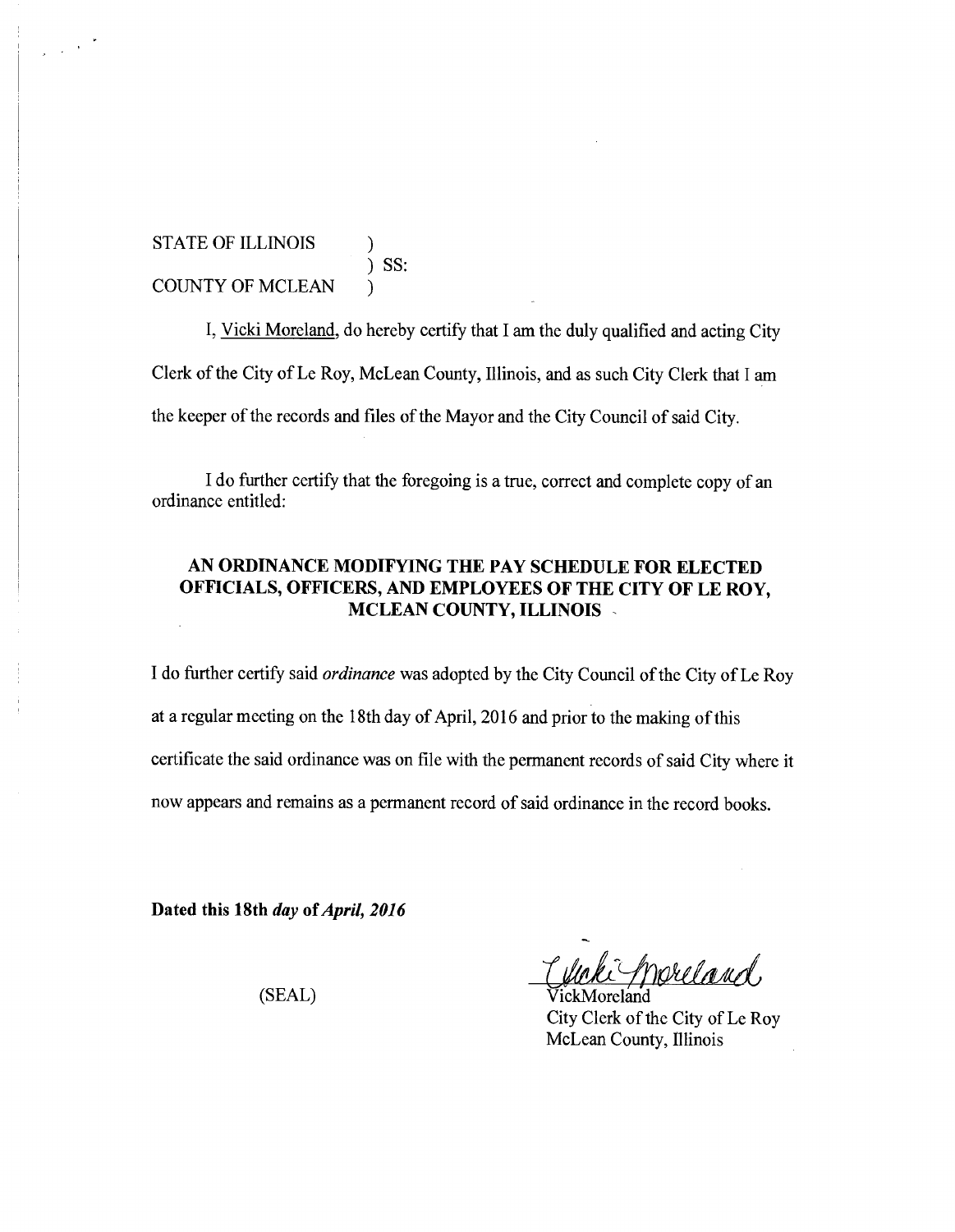STATE OF ILLINOIS )
) SS:
COUNTY OF MCLEAN )

I, Vicki Moreland, do hereby certify that I am the duly qualified and acting City Clerk of the City of Le Roy, McLean County, Illinois, and as such City Clerk that I am the keeper of the records and files of the Mayor and the City Council of said City.

I do further certify that the foregoing is a true, correct and complete copy of an ordinance entitled:

**AN ORDINANCE MODIFYING THE PAY SCHEDULE FOR ELECTED OFFICIALS, OFFICERS, AND EMPLOYEES OF THE CITY OF LE ROY, MCLEAN COUNTY, ILLINOIS**

I do further certify said *ordinance* was adopted by the City Council of the City of Le Roy at a regular meeting on the 18th day of April, 2016 and prior to the making of this certificate the said ordinance was on file with the permanent records of said City where it now appears and remains as a permanent record of said ordinance in the record books.

**Dated this 18th *day of April, 2016***

(SEAL)

VickMoreland
City Clerk of the City of Le Roy
McLean County, Illinois